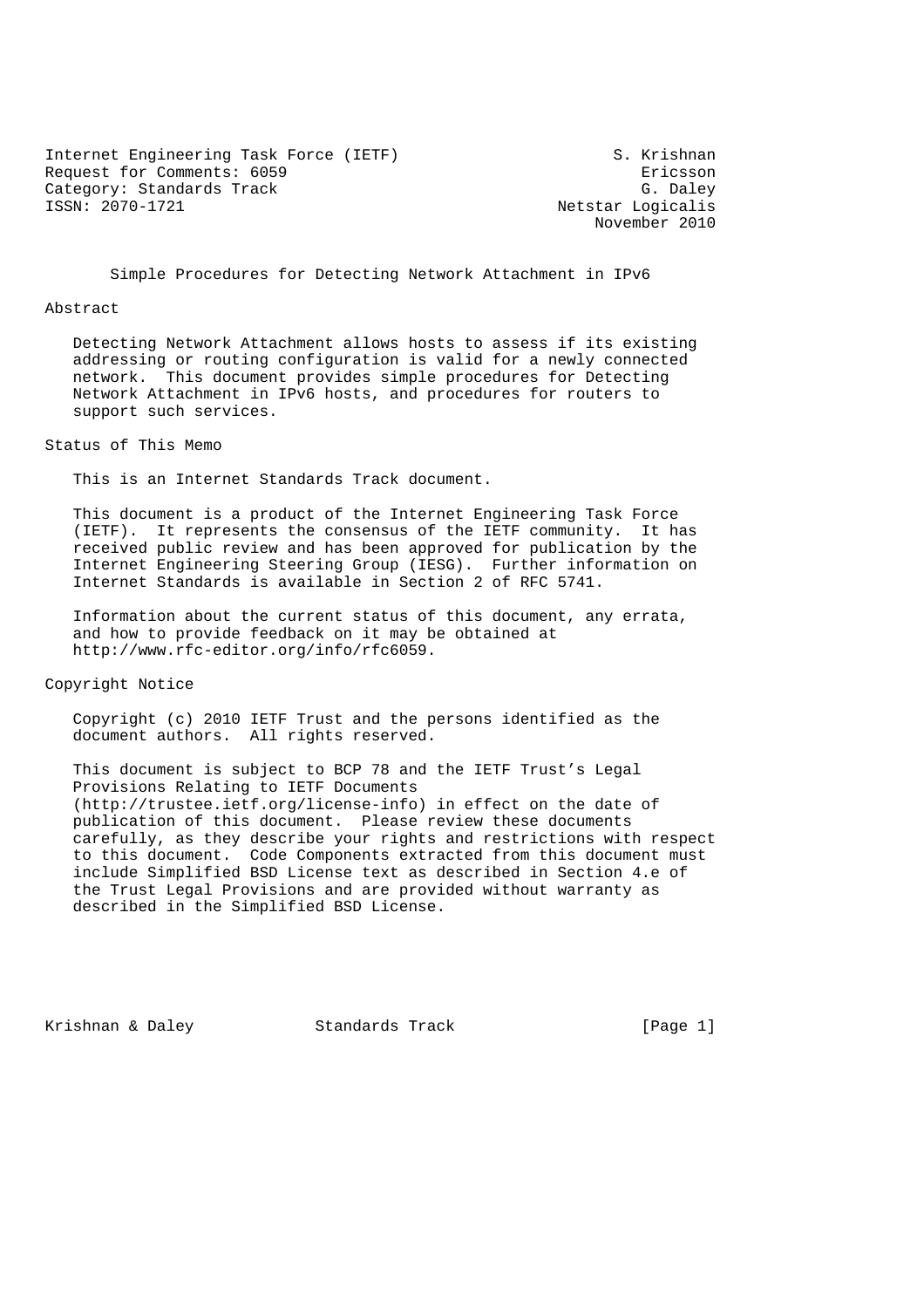Internet Engineering Task Force (IETF) S. Krishnan
Request for Comments: 6059 Ericsson
Category: Standards Track G. Daley
ISSN: 2070-1721 Netstar Logicalis
November 2010

# Simple Procedures for Detecting Network Attachment in IPv6

## Abstract

Detecting Network Attachment allows hosts to assess if its existing addressing or routing configuration is valid for a newly connected network. This document provides simple procedures for Detecting Network Attachment in IPv6 hosts, and procedures for routers to support such services.

## Status of This Memo

This is an Internet Standards Track document.

This document is a product of the Internet Engineering Task Force (IETF). It represents the consensus of the IETF community. It has received public review and has been approved for publication by the Internet Engineering Steering Group (IESG). Further information on Internet Standards is available in Section 2 of RFC 5741.

Information about the current status of this document, any errata, and how to provide feedback on it may be obtained at http://www.rfc-editor.org/info/rfc6059.

## Copyright Notice

Copyright (c) 2010 IETF Trust and the persons identified as the document authors. All rights reserved.

This document is subject to BCP 78 and the IETF Trust's Legal Provisions Relating to IETF Documents (http://trustee.ietf.org/license-info) in effect on the date of publication of this document. Please review these documents carefully, as they describe your rights and restrictions with respect to this document. Code Components extracted from this document must include Simplified BSD License text as described in Section 4.e of the Trust Legal Provisions and are provided without warranty as described in the Simplified BSD License.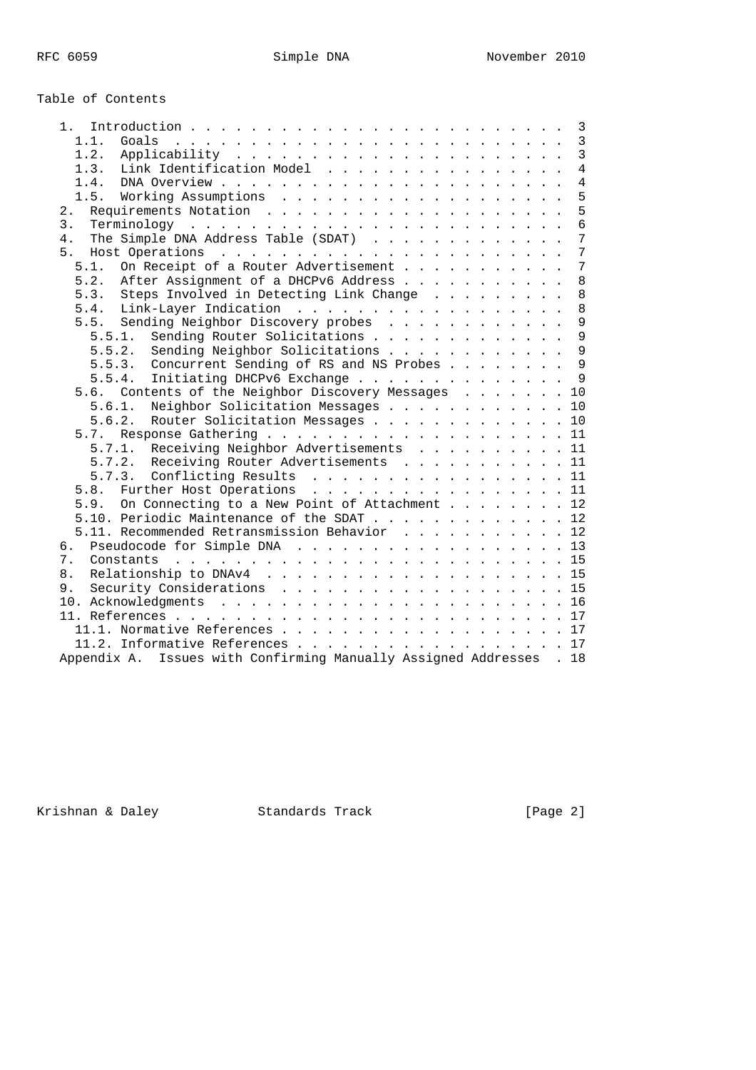# Table of Contents

```
   1. Introduction . . . . . . . . . . . . . . . . . . . . . . . . . 3
     1.1.  Goals  . . . . . . . . . . . . . . . . . . . . . . . . . . 3
     1.2.  Applicability  . . . . . . . . . . . . . . . . . . . . . . 3
     1.3.  Link Identification Model  . . . . . . . . . . . . . . . . 4
     1.4.  DNA Overview . . . . . . . . . . . . . . . . . . . . . . . 4
     1.5.  Working Assumptions  . . . . . . . . . . . . . . . . . . . 5
   2.  Requirements Notation  . . . . . . . . . . . . . . . . . . . . 5
   3.  Terminology  . . . . . . . . . . . . . . . . . . . . . . . . . 6
   4.  The Simple DNA Address Table (SDAT)  . . . . . . . . . . . . . 7
   5.  Host Operations  . . . . . . . . . . . . . . . . . . . . . . . 7
     5.1.  On Receipt of a Router Advertisement . . . . . . . . . . . 7
     5.2.  After Assignment of a DHCPv6 Address . . . . . . . . . . . 8
     5.3.  Steps Involved in Detecting Link Change  . . . . . . . . . 8
     5.4.  Link-Layer Indication  . . . . . . . . . . . . . . . . . . 8
     5.5.  Sending Neighbor Discovery probes  . . . . . . . . . . . . 9
       5.5.1.  Sending Router Solicitations . . . . . . . . . . . . . 9
       5.5.2.  Sending Neighbor Solicitations . . . . . . . . . . . . 9
       5.5.3.  Concurrent Sending of RS and NS Probes . . . . . . . . 9
       5.5.4.  Initiating DHCPv6 Exchange . . . . . . . . . . . . . . 9
     5.6.  Contents of the Neighbor Discovery Messages  . . . . . . . 10
       5.6.1.  Neighbor Solicitation Messages . . . . . . . . . . . . 10
       5.6.2.  Router Solicitation Messages . . . . . . . . . . . . . 10
     5.7.  Response Gathering . . . . . . . . . . . . . . . . . . . . 11
       5.7.1.  Receiving Neighbor Advertisements  . . . . . . . . . . 11
       5.7.2.  Receiving Router Advertisements  . . . . . . . . . . . 11
       5.7.3.  Conflicting Results  . . . . . . . . . . . . . . . . . 11
     5.8.  Further Host Operations  . . . . . . . . . . . . . . . . . 11
     5.9.  On Connecting to a New Point of Attachment . . . . . . . . 12
     5.10. Periodic Maintenance of the SDAT . . . . . . . . . . . . . 12
     5.11. Recommended Retransmission Behavior  . . . . . . . . . . . 12
   6.  Pseudocode for Simple DNA  . . . . . . . . . . . . . . . . . . 13
   7.  Constants  . . . . . . . . . . . . . . . . . . . . . . . . . . 15
   8.  Relationship to DNAv4  . . . . . . . . . . . . . . . . . . . . 15
   9.  Security Considerations  . . . . . . . . . . . . . . . . . . . 15
   10. Acknowledgments  . . . . . . . . . . . . . . . . . . . . . . . 16
   11. References . . . . . . . . . . . . . . . . . . . . . . . . . . 17
     11.1. Normative References . . . . . . . . . . . . . . . . . . . 17
     11.2. Informative References . . . . . . . . . . . . . . . . . . 17
   Appendix A.  Issues with Confirming Manually Assigned Addresses  . 18
```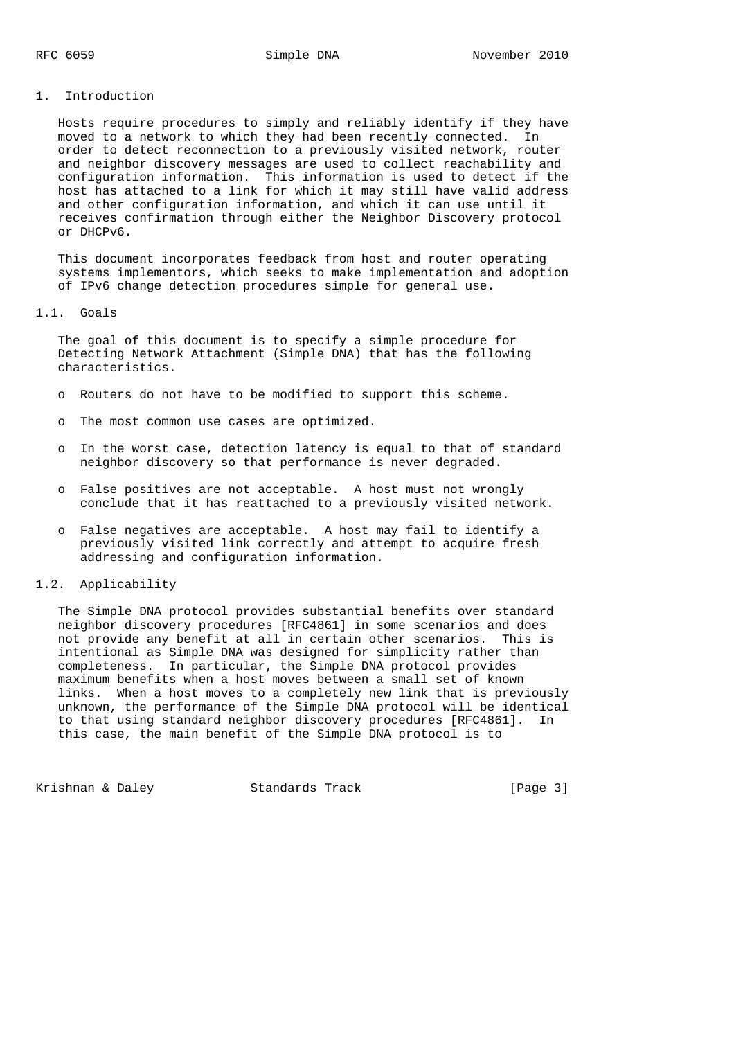## 1. Introduction

Hosts require procedures to simply and reliably identify if they have moved to a network to which they had been recently connected. In order to detect reconnection to a previously visited network, router and neighbor discovery messages are used to collect reachability and configuration information. This information is used to detect if the host has attached to a link for which it may still have valid address and other configuration information, and which it can use until it receives confirmation through either the Neighbor Discovery protocol or DHCPv6.

This document incorporates feedback from host and router operating systems implementors, which seeks to make implementation and adoption of IPv6 change detection procedures simple for general use.

### 1.1. Goals

The goal of this document is to specify a simple procedure for Detecting Network Attachment (Simple DNA) that has the following characteristics.

- Routers do not have to be modified to support this scheme.
- The most common use cases are optimized.
- In the worst case, detection latency is equal to that of standard neighbor discovery so that performance is never degraded.
- False positives are not acceptable. A host must not wrongly conclude that it has reattached to a previously visited network.
- False negatives are acceptable. A host may fail to identify a previously visited link correctly and attempt to acquire fresh addressing and configuration information.

### 1.2. Applicability

The Simple DNA protocol provides substantial benefits over standard neighbor discovery procedures [RFC4861] in some scenarios and does not provide any benefit at all in certain other scenarios. This is intentional as Simple DNA was designed for simplicity rather than completeness. In particular, the Simple DNA protocol provides maximum benefits when a host moves between a small set of known links. When a host moves to a completely new link that is previously unknown, the performance of the Simple DNA protocol will be identical to that using standard neighbor discovery procedures [RFC4861]. In this case, the main benefit of the Simple DNA protocol is to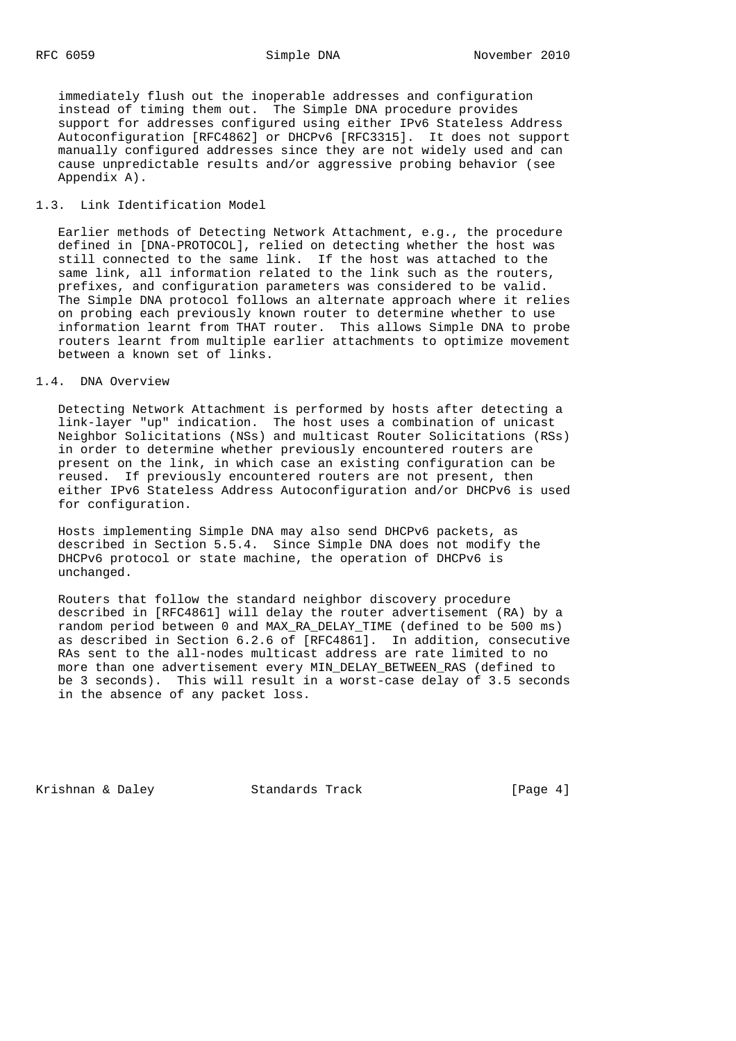immediately flush out the inoperable addresses and configuration instead of timing them out. The Simple DNA procedure provides support for addresses configured using either IPv6 Stateless Address Autoconfiguration [RFC4862] or DHCPv6 [RFC3315]. It does not support manually configured addresses since they are not widely used and can cause unpredictable results and/or aggressive probing behavior (see Appendix A).

## 1.3. Link Identification Model

Earlier methods of Detecting Network Attachment, e.g., the procedure defined in [DNA-PROTOCOL], relied on detecting whether the host was still connected to the same link. If the host was attached to the same link, all information related to the link such as the routers, prefixes, and configuration parameters was considered to be valid. The Simple DNA protocol follows an alternate approach where it relies on probing each previously known router to determine whether to use information learnt from THAT router. This allows Simple DNA to probe routers learnt from multiple earlier attachments to optimize movement between a known set of links.

## 1.4. DNA Overview

Detecting Network Attachment is performed by hosts after detecting a link-layer "up" indication. The host uses a combination of unicast Neighbor Solicitations (NSs) and multicast Router Solicitations (RSs) in order to determine whether previously encountered routers are present on the link, in which case an existing configuration can be reused. If previously encountered routers are not present, then either IPv6 Stateless Address Autoconfiguration and/or DHCPv6 is used for configuration.

Hosts implementing Simple DNA may also send DHCPv6 packets, as described in Section 5.5.4. Since Simple DNA does not modify the DHCPv6 protocol or state machine, the operation of DHCPv6 is unchanged.

Routers that follow the standard neighbor discovery procedure described in [RFC4861] will delay the router advertisement (RA) by a random period between 0 and MAX_RA_DELAY_TIME (defined to be 500 ms) as described in Section 6.2.6 of [RFC4861]. In addition, consecutive RAs sent to the all-nodes multicast address are rate limited to no more than one advertisement every MIN_DELAY_BETWEEN_RAS (defined to be 3 seconds). This will result in a worst-case delay of 3.5 seconds in the absence of any packet loss.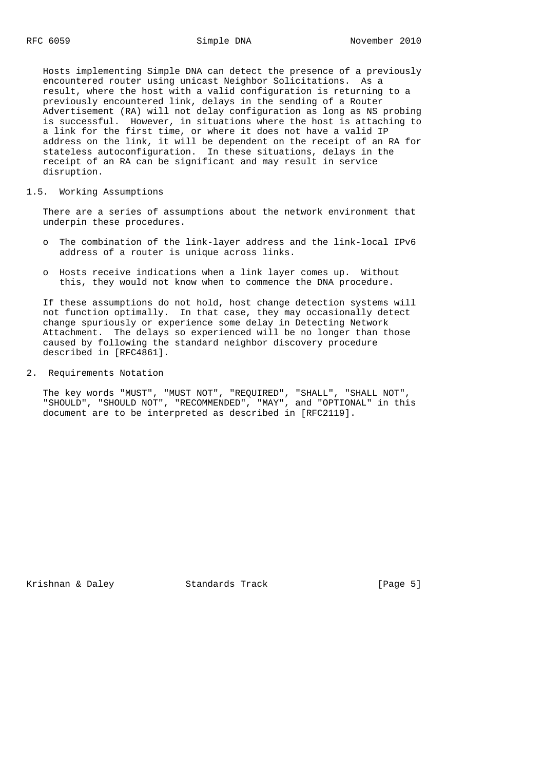Hosts implementing Simple DNA can detect the presence of a previously encountered router using unicast Neighbor Solicitations. As a result, where the host with a valid configuration is returning to a previously encountered link, delays in the sending of a Router Advertisement (RA) will not delay configuration as long as NS probing is successful. However, in situations where the host is attaching to a link for the first time, or where it does not have a valid IP address on the link, it will be dependent on the receipt of an RA for stateless autoconfiguration. In these situations, delays in the receipt of an RA can be significant and may result in service disruption.

### 1.5. Working Assumptions

There are a series of assumptions about the network environment that underpin these procedures.

- The combination of the link-layer address and the link-local IPv6 address of a router is unique across links.
- Hosts receive indications when a link layer comes up. Without this, they would not know when to commence the DNA procedure.

If these assumptions do not hold, host change detection systems will not function optimally. In that case, they may occasionally detect change spuriously or experience some delay in Detecting Network Attachment. The delays so experienced will be no longer than those caused by following the standard neighbor discovery procedure described in [RFC4861].

## 2. Requirements Notation

The key words "MUST", "MUST NOT", "REQUIRED", "SHALL", "SHALL NOT", "SHOULD", "SHOULD NOT", "RECOMMENDED", "MAY", and "OPTIONAL" in this document are to be interpreted as described in [RFC2119].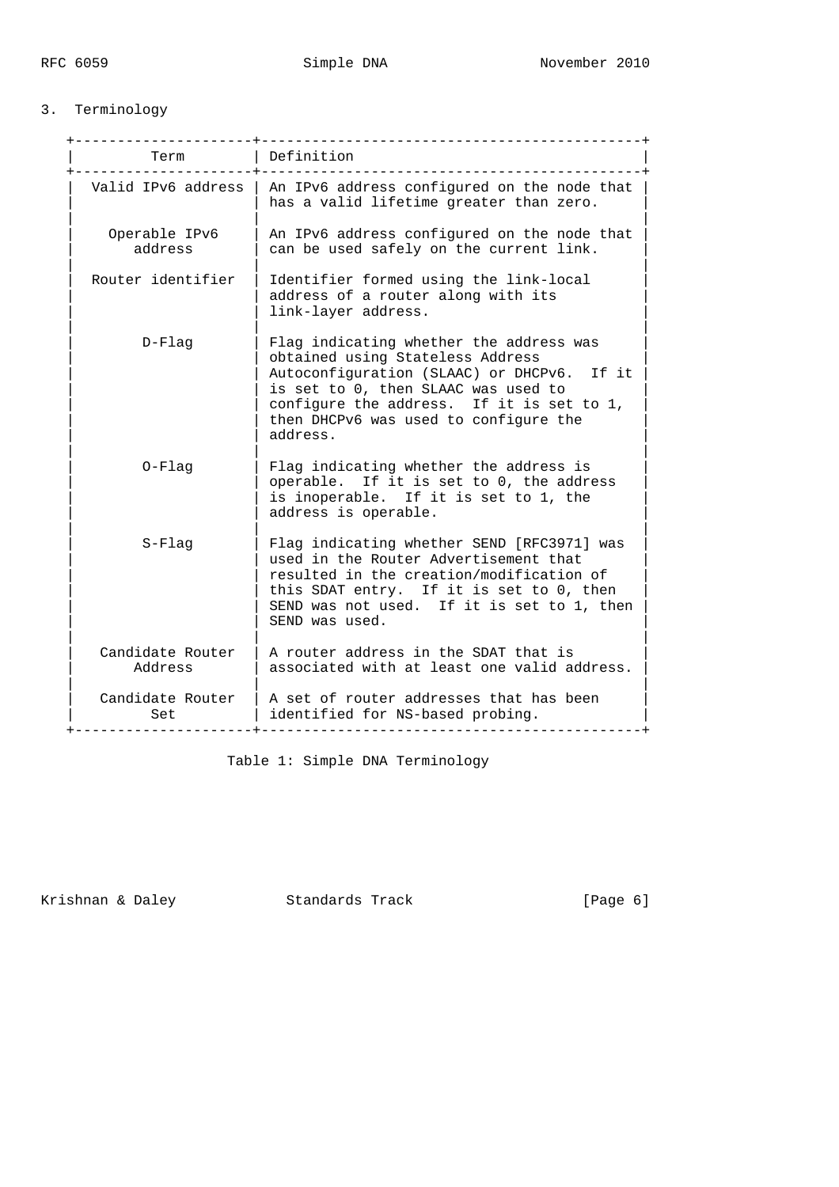## 3. Terminology

| Term | Definition |
|---|---|
| Valid IPv6 address | An IPv6 address configured on the node that has a valid lifetime greater than zero. |
| Operable IPv6 address | An IPv6 address configured on the node that can be used safely on the current link. |
| Router identifier | Identifier formed using the link-local address of a router along with its link-layer address. |
| D-Flag | Flag indicating whether the address was obtained using Stateless Address Autoconfiguration (SLAAC) or DHCPv6. If it is set to 0, then SLAAC was used to configure the address. If it is set to 1, then DHCPv6 was used to configure the address. |
| O-Flag | Flag indicating whether the address is operable. If it is set to 0, the address is inoperable. If it is set to 1, the address is operable. |
| S-Flag | Flag indicating whether SEND [RFC3971] was used in the Router Advertisement that resulted in the creation/modification of this SDAT entry. If it is set to 0, then SEND was not used. If it is set to 1, then SEND was used. |
| Candidate Router Address | A router address in the SDAT that is associated with at least one valid address. |
| Candidate Router Set | A set of router addresses that has been identified for NS-based probing. |

Table 1: Simple DNA Terminology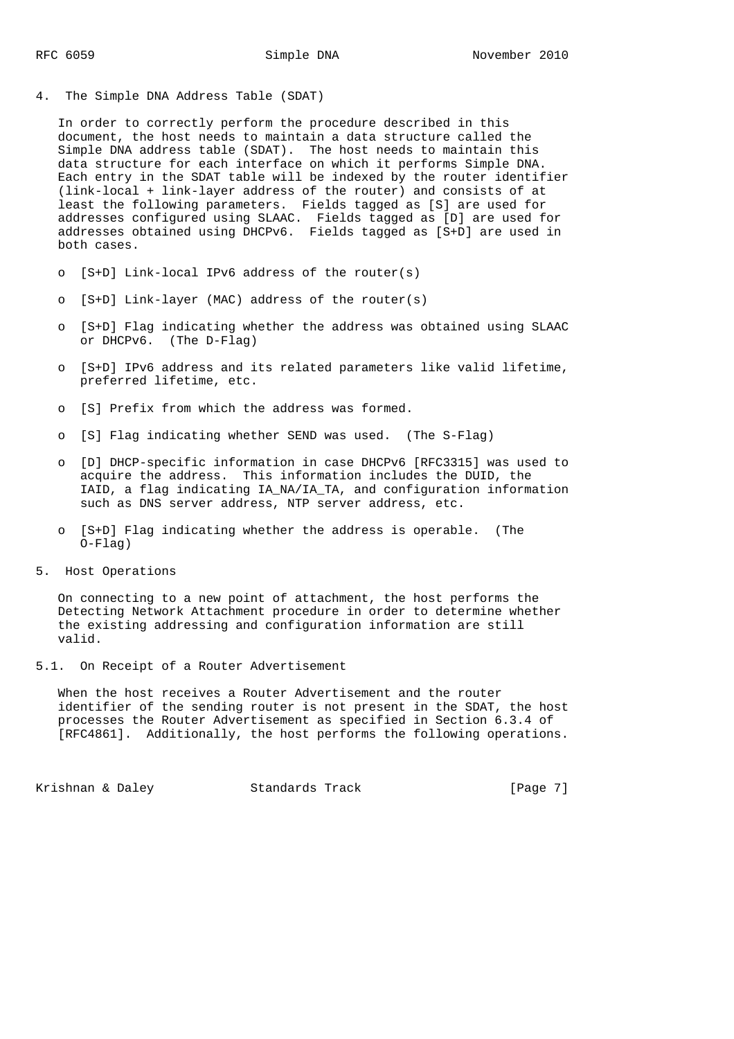## 4. The Simple DNA Address Table (SDAT)

In order to correctly perform the procedure described in this document, the host needs to maintain a data structure called the Simple DNA address table (SDAT). The host needs to maintain this data structure for each interface on which it performs Simple DNA. Each entry in the SDAT table will be indexed by the router identifier (link-local + link-layer address of the router) and consists of at least the following parameters. Fields tagged as [S] are used for addresses configured using SLAAC. Fields tagged as [D] are used for addresses obtained using DHCPv6. Fields tagged as [S+D] are used in both cases.

- [S+D] Link-local IPv6 address of the router(s)
- [S+D] Link-layer (MAC) address of the router(s)
- [S+D] Flag indicating whether the address was obtained using SLAAC or DHCPv6. (The D-Flag)
- [S+D] IPv6 address and its related parameters like valid lifetime, preferred lifetime, etc.
- [S] Prefix from which the address was formed.
- [S] Flag indicating whether SEND was used. (The S-Flag)
- [D] DHCP-specific information in case DHCPv6 [RFC3315] was used to acquire the address. This information includes the DUID, the IAID, a flag indicating IA_NA/IA_TA, and configuration information such as DNS server address, NTP server address, etc.
- [S+D] Flag indicating whether the address is operable. (The O-Flag)

## 5. Host Operations

On connecting to a new point of attachment, the host performs the Detecting Network Attachment procedure in order to determine whether the existing addressing and configuration information are still valid.

### 5.1. On Receipt of a Router Advertisement

When the host receives a Router Advertisement and the router identifier of the sending router is not present in the SDAT, the host processes the Router Advertisement as specified in Section 6.3.4 of [RFC4861]. Additionally, the host performs the following operations.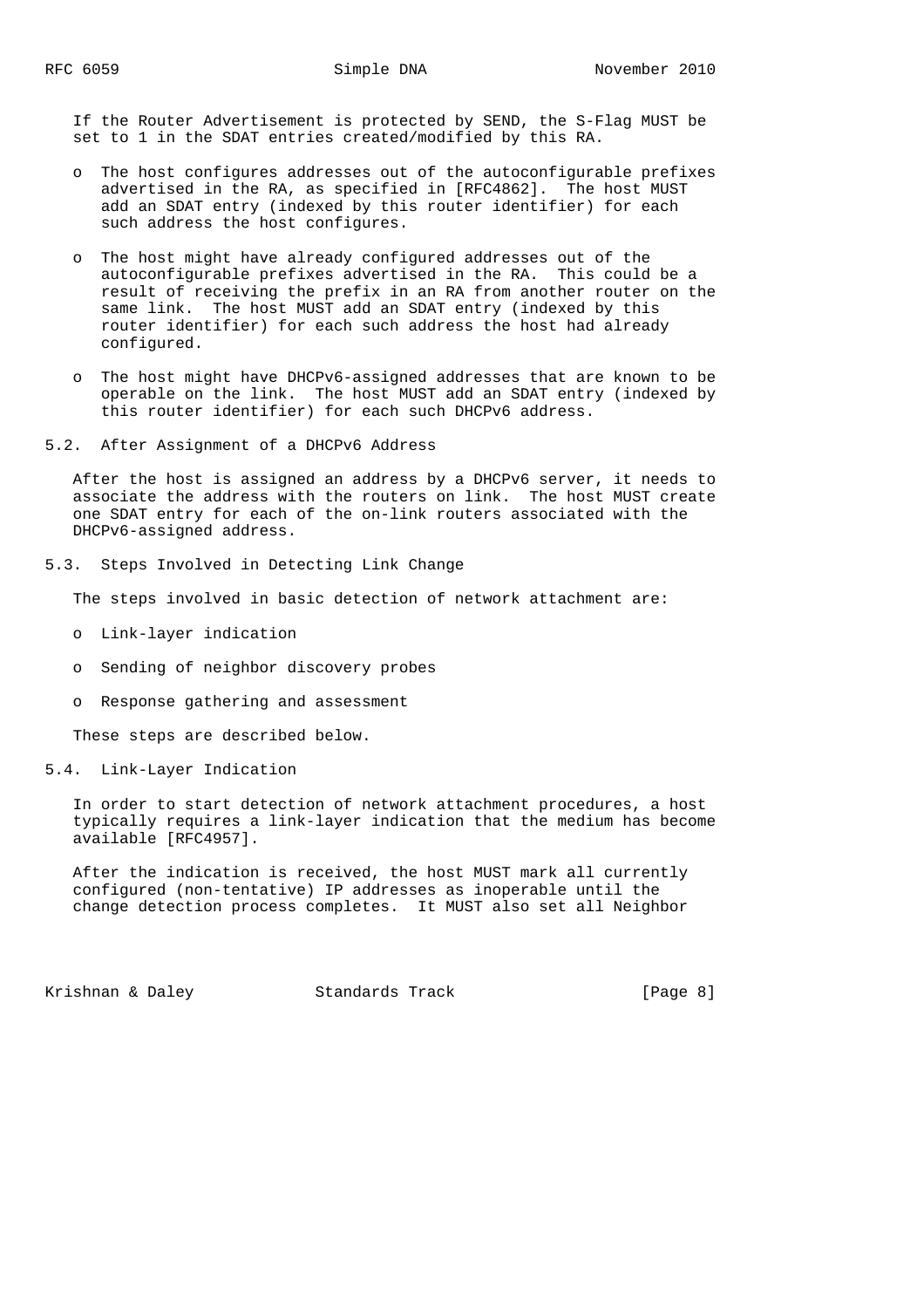If the Router Advertisement is protected by SEND, the S-Flag MUST be set to 1 in the SDAT entries created/modified by this RA.

- The host configures addresses out of the autoconfigurable prefixes advertised in the RA, as specified in [RFC4862]. The host MUST add an SDAT entry (indexed by this router identifier) for each such address the host configures.
- The host might have already configured addresses out of the autoconfigurable prefixes advertised in the RA. This could be a result of receiving the prefix in an RA from another router on the same link. The host MUST add an SDAT entry (indexed by this router identifier) for each such address the host had already configured.
- The host might have DHCPv6-assigned addresses that are known to be operable on the link. The host MUST add an SDAT entry (indexed by this router identifier) for each such DHCPv6 address.

## 5.2. After Assignment of a DHCPv6 Address

After the host is assigned an address by a DHCPv6 server, it needs to associate the address with the routers on link. The host MUST create one SDAT entry for each of the on-link routers associated with the DHCPv6-assigned address.

## 5.3. Steps Involved in Detecting Link Change

The steps involved in basic detection of network attachment are:

- Link-layer indication
- Sending of neighbor discovery probes
- Response gathering and assessment

These steps are described below.

## 5.4. Link-Layer Indication

In order to start detection of network attachment procedures, a host typically requires a link-layer indication that the medium has become available [RFC4957].

After the indication is received, the host MUST mark all currently configured (non-tentative) IP addresses as inoperable until the change detection process completes. It MUST also set all Neighbor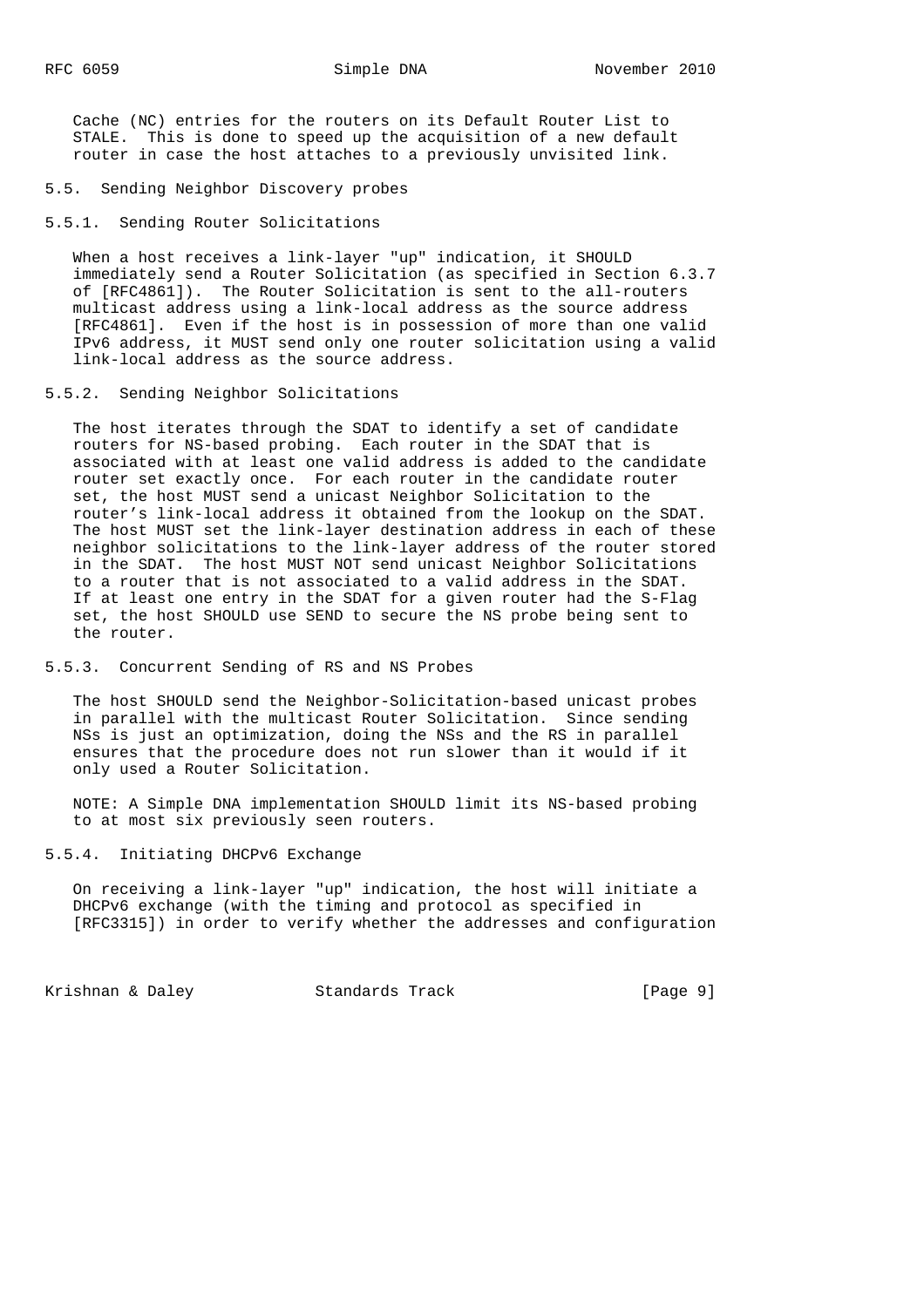Cache (NC) entries for the routers on its Default Router List to STALE. This is done to speed up the acquisition of a new default router in case the host attaches to a previously unvisited link.

### 5.5. Sending Neighbor Discovery probes

#### 5.5.1. Sending Router Solicitations

When a host receives a link-layer "up" indication, it SHOULD immediately send a Router Solicitation (as specified in Section 6.3.7 of [RFC4861]). The Router Solicitation is sent to the all-routers multicast address using a link-local address as the source address [RFC4861]. Even if the host is in possession of more than one valid IPv6 address, it MUST send only one router solicitation using a valid link-local address as the source address.

#### 5.5.2. Sending Neighbor Solicitations

The host iterates through the SDAT to identify a set of candidate routers for NS-based probing. Each router in the SDAT that is associated with at least one valid address is added to the candidate router set exactly once. For each router in the candidate router set, the host MUST send a unicast Neighbor Solicitation to the router's link-local address it obtained from the lookup on the SDAT. The host MUST set the link-layer destination address in each of these neighbor solicitations to the link-layer address of the router stored in the SDAT. The host MUST NOT send unicast Neighbor Solicitations to a router that is not associated to a valid address in the SDAT. If at least one entry in the SDAT for a given router had the S-Flag set, the host SHOULD use SEND to secure the NS probe being sent to the router.

#### 5.5.3. Concurrent Sending of RS and NS Probes

The host SHOULD send the Neighbor-Solicitation-based unicast probes in parallel with the multicast Router Solicitation. Since sending NSs is just an optimization, doing the NSs and the RS in parallel ensures that the procedure does not run slower than it would if it only used a Router Solicitation.

NOTE: A Simple DNA implementation SHOULD limit its NS-based probing to at most six previously seen routers.

#### 5.5.4. Initiating DHCPv6 Exchange

On receiving a link-layer "up" indication, the host will initiate a DHCPv6 exchange (with the timing and protocol as specified in [RFC3315]) in order to verify whether the addresses and configuration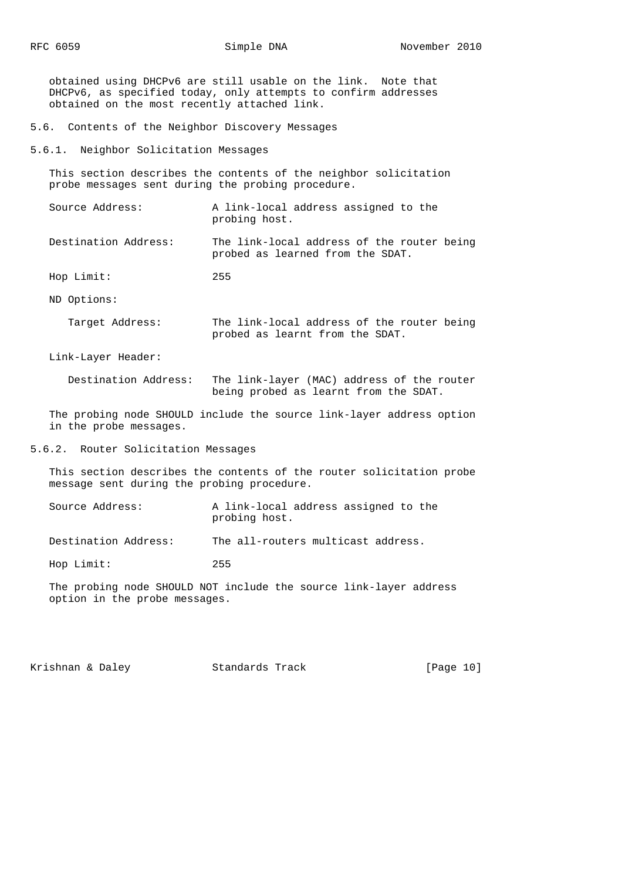obtained using DHCPv6 are still usable on the link. Note that DHCPv6, as specified today, only attempts to confirm addresses obtained on the most recently attached link.

### 5.6. Contents of the Neighbor Discovery Messages

#### 5.6.1. Neighbor Solicitation Messages

This section describes the contents of the neighbor solicitation probe messages sent during the probing procedure.

Source Address: A link-local address assigned to the probing host.

Destination Address: The link-local address of the router being probed as learned from the SDAT.

Hop Limit: 255

ND Options:

- Target Address: The link-local address of the router being probed as learnt from the SDAT.

Link-Layer Header:

- Destination Address: The link-layer (MAC) address of the router being probed as learnt from the SDAT.

The probing node SHOULD include the source link-layer address option in the probe messages.

#### 5.6.2. Router Solicitation Messages

This section describes the contents of the router solicitation probe message sent during the probing procedure.

Source Address: A link-local address assigned to the probing host.

Destination Address: The all-routers multicast address.

Hop Limit: 255

The probing node SHOULD NOT include the source link-layer address option in the probe messages.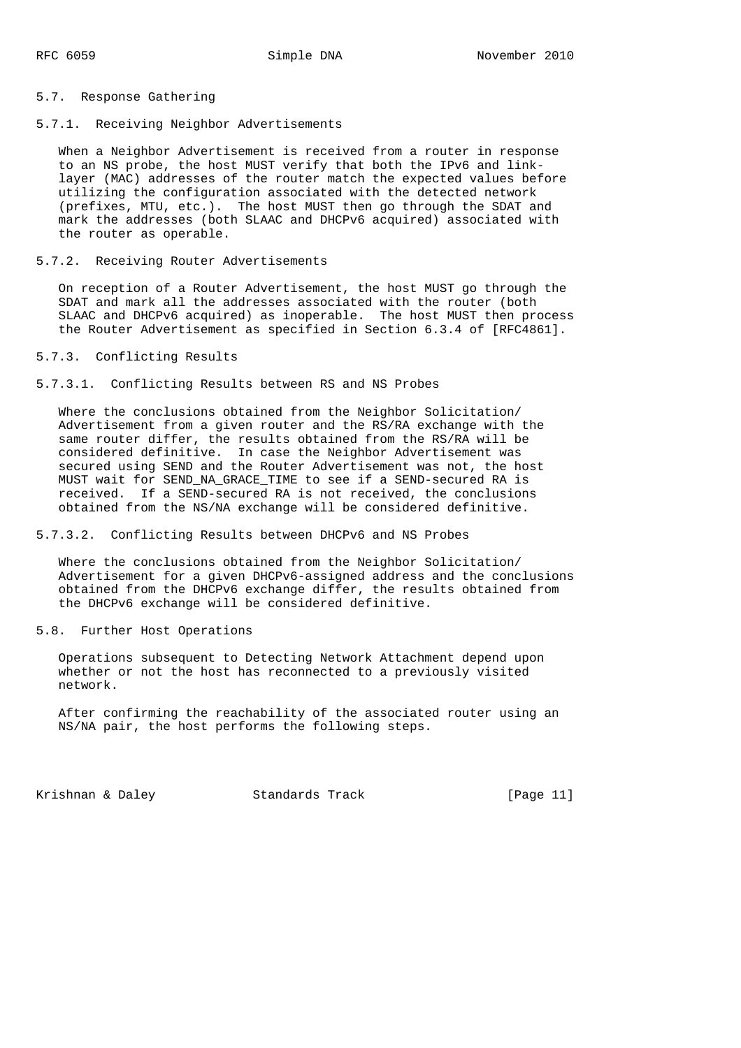## 5.7. Response Gathering

### 5.7.1. Receiving Neighbor Advertisements

When a Neighbor Advertisement is received from a router in response to an NS probe, the host MUST verify that both the IPv6 and link-layer (MAC) addresses of the router match the expected values before utilizing the configuration associated with the detected network (prefixes, MTU, etc.). The host MUST then go through the SDAT and mark the addresses (both SLAAC and DHCPv6 acquired) associated with the router as operable.

### 5.7.2. Receiving Router Advertisements

On reception of a Router Advertisement, the host MUST go through the SDAT and mark all the addresses associated with the router (both SLAAC and DHCPv6 acquired) as inoperable. The host MUST then process the Router Advertisement as specified in Section 6.3.4 of [RFC4861].

### 5.7.3. Conflicting Results

#### 5.7.3.1. Conflicting Results between RS and NS Probes

Where the conclusions obtained from the Neighbor Solicitation/Advertisement from a given router and the RS/RA exchange with the same router differ, the results obtained from the RS/RA will be considered definitive. In case the Neighbor Advertisement was secured using SEND and the Router Advertisement was not, the host MUST wait for SEND_NA_GRACE_TIME to see if a SEND-secured RA is received. If a SEND-secured RA is not received, the conclusions obtained from the NS/NA exchange will be considered definitive.

#### 5.7.3.2. Conflicting Results between DHCPv6 and NS Probes

Where the conclusions obtained from the Neighbor Solicitation/Advertisement for a given DHCPv6-assigned address and the conclusions obtained from the DHCPv6 exchange differ, the results obtained from the DHCPv6 exchange will be considered definitive.

## 5.8. Further Host Operations

Operations subsequent to Detecting Network Attachment depend upon whether or not the host has reconnected to a previously visited network.

After confirming the reachability of the associated router using an NS/NA pair, the host performs the following steps.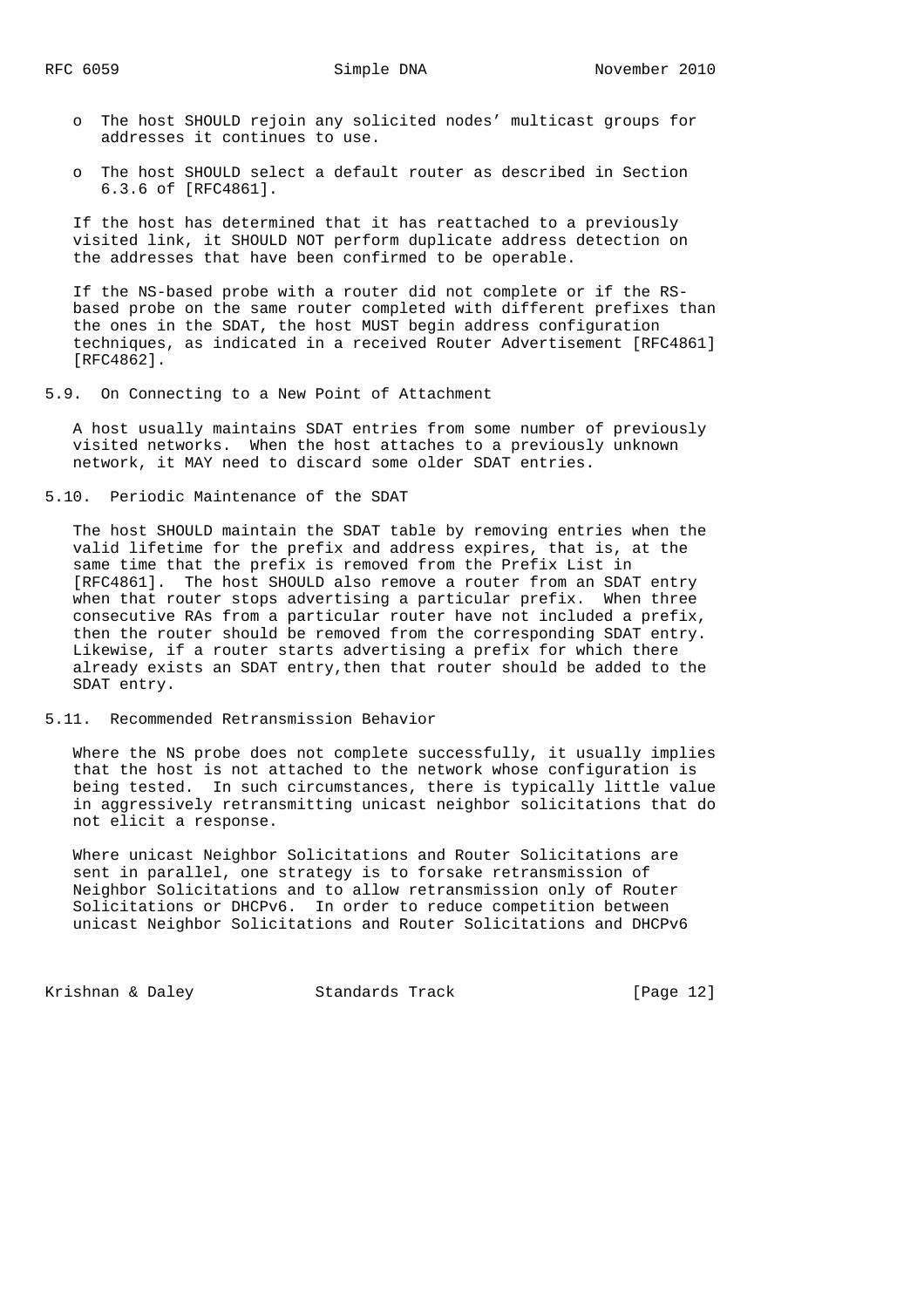- The host SHOULD rejoin any solicited nodes' multicast groups for addresses it continues to use.
- The host SHOULD select a default router as described in Section 6.3.6 of [RFC4861].

If the host has determined that it has reattached to a previously visited link, it SHOULD NOT perform duplicate address detection on the addresses that have been confirmed to be operable.

If the NS-based probe with a router did not complete or if the RS-based probe on the same router completed with different prefixes than the ones in the SDAT, the host MUST begin address configuration techniques, as indicated in a received Router Advertisement [RFC4861] [RFC4862].

## 5.9. On Connecting to a New Point of Attachment

A host usually maintains SDAT entries from some number of previously visited networks. When the host attaches to a previously unknown network, it MAY need to discard some older SDAT entries.

## 5.10. Periodic Maintenance of the SDAT

The host SHOULD maintain the SDAT table by removing entries when the valid lifetime for the prefix and address expires, that is, at the same time that the prefix is removed from the Prefix List in [RFC4861]. The host SHOULD also remove a router from an SDAT entry when that router stops advertising a particular prefix. When three consecutive RAs from a particular router have not included a prefix, then the router should be removed from the corresponding SDAT entry. Likewise, if a router starts advertising a prefix for which there already exists an SDAT entry,then that router should be added to the SDAT entry.

## 5.11. Recommended Retransmission Behavior

Where the NS probe does not complete successfully, it usually implies that the host is not attached to the network whose configuration is being tested. In such circumstances, there is typically little value in aggressively retransmitting unicast neighbor solicitations that do not elicit a response.

Where unicast Neighbor Solicitations and Router Solicitations are sent in parallel, one strategy is to forsake retransmission of Neighbor Solicitations and to allow retransmission only of Router Solicitations or DHCPv6. In order to reduce competition between unicast Neighbor Solicitations and Router Solicitations and DHCPv6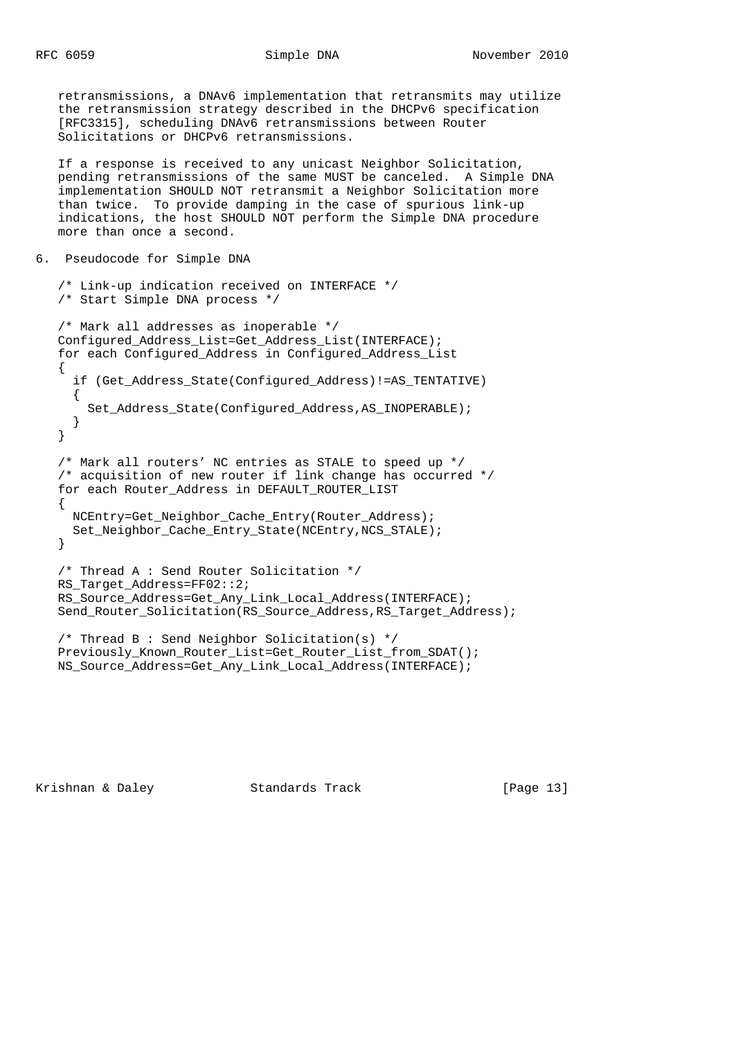retransmissions, a DNAv6 implementation that retransmits may utilize the retransmission strategy described in the DHCPv6 specification [RFC3315], scheduling DNAv6 retransmissions between Router Solicitations or DHCPv6 retransmissions.

If a response is received to any unicast Neighbor Solicitation, pending retransmissions of the same MUST be canceled. A Simple DNA implementation SHOULD NOT retransmit a Neighbor Solicitation more than twice. To provide damping in the case of spurious link-up indications, the host SHOULD NOT perform the Simple DNA procedure more than once a second.

## 6. Pseudocode for Simple DNA

```
/* Link-up indication received on INTERFACE */
/* Start Simple DNA process */

/* Mark all addresses as inoperable */
Configured_Address_List=Get_Address_List(INTERFACE);
for each Configured_Address in Configured_Address_List
{
  if (Get_Address_State(Configured_Address)!=AS_TENTATIVE)
  {
    Set_Address_State(Configured_Address,AS_INOPERABLE);
  }
}

/* Mark all routers' NC entries as STALE to speed up */
/* acquisition of new router if link change has occurred */
for each Router_Address in DEFAULT_ROUTER_LIST
{
  NCEntry=Get_Neighbor_Cache_Entry(Router_Address);
  Set_Neighbor_Cache_Entry_State(NCEntry,NCS_STALE);
}

/* Thread A : Send Router Solicitation */
RS_Target_Address=FF02::2;
RS_Source_Address=Get_Any_Link_Local_Address(INTERFACE);
Send_Router_Solicitation(RS_Source_Address,RS_Target_Address);

/* Thread B : Send Neighbor Solicitation(s) */
Previously_Known_Router_List=Get_Router_List_from_SDAT();
NS_Source_Address=Get_Any_Link_Local_Address(INTERFACE);
```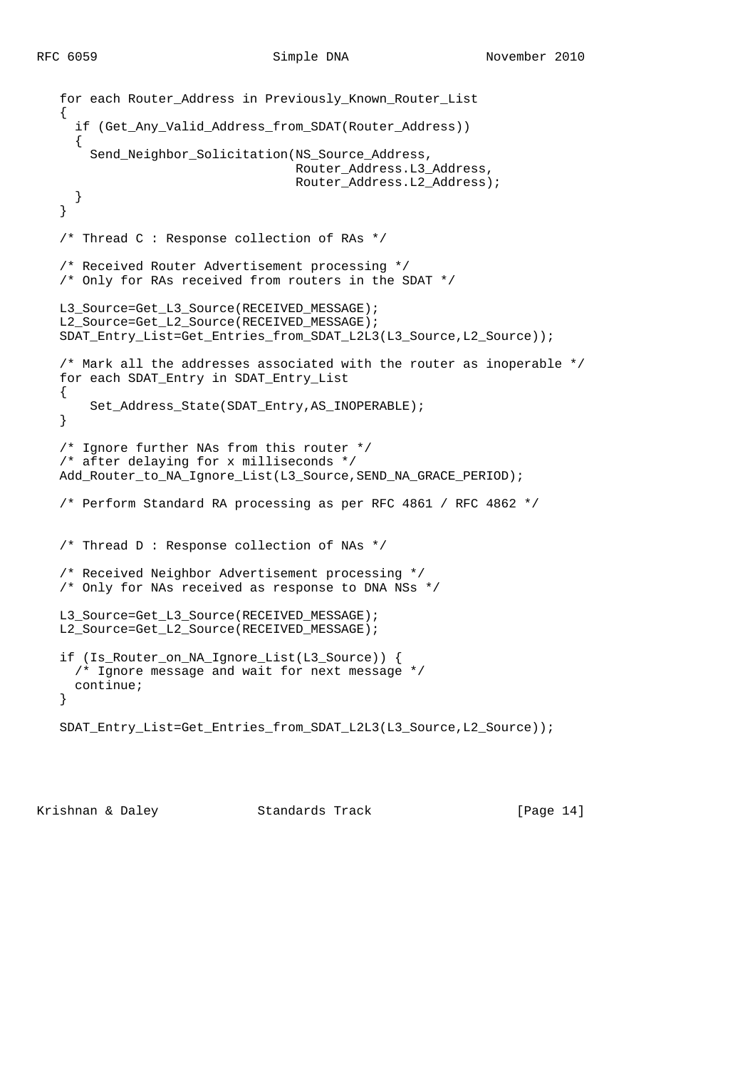```
   for each Router_Address in Previously_Known_Router_List
   {
     if (Get_Any_Valid_Address_from_SDAT(Router_Address))
     {
       Send_Neighbor_Solicitation(NS_Source_Address,
                                  Router_Address.L3_Address,
                                  Router_Address.L2_Address);
     }
   }

   /* Thread C : Response collection of RAs */

   /* Received Router Advertisement processing */
   /* Only for RAs received from routers in the SDAT */

   L3_Source=Get_L3_Source(RECEIVED_MESSAGE);
   L2_Source=Get_L2_Source(RECEIVED_MESSAGE);
   SDAT_Entry_List=Get_Entries_from_SDAT_L2L3(L3_Source,L2_Source));

   /* Mark all the addresses associated with the router as inoperable */
   for each SDAT_Entry in SDAT_Entry_List
   {
       Set_Address_State(SDAT_Entry,AS_INOPERABLE);
   }

   /* Ignore further NAs from this router */
   /* after delaying for x milliseconds */
   Add_Router_to_NA_Ignore_List(L3_Source,SEND_NA_GRACE_PERIOD);

   /* Perform Standard RA processing as per RFC 4861 / RFC 4862 */


   /* Thread D : Response collection of NAs */

   /* Received Neighbor Advertisement processing */
   /* Only for NAs received as response to DNA NSs */

   L3_Source=Get_L3_Source(RECEIVED_MESSAGE);
   L2_Source=Get_L2_Source(RECEIVED_MESSAGE);

   if (Is_Router_on_NA_Ignore_List(L3_Source)) {
     /* Ignore message and wait for next message */
     continue;
   }

   SDAT_Entry_List=Get_Entries_from_SDAT_L2L3(L3_Source,L2_Source));
```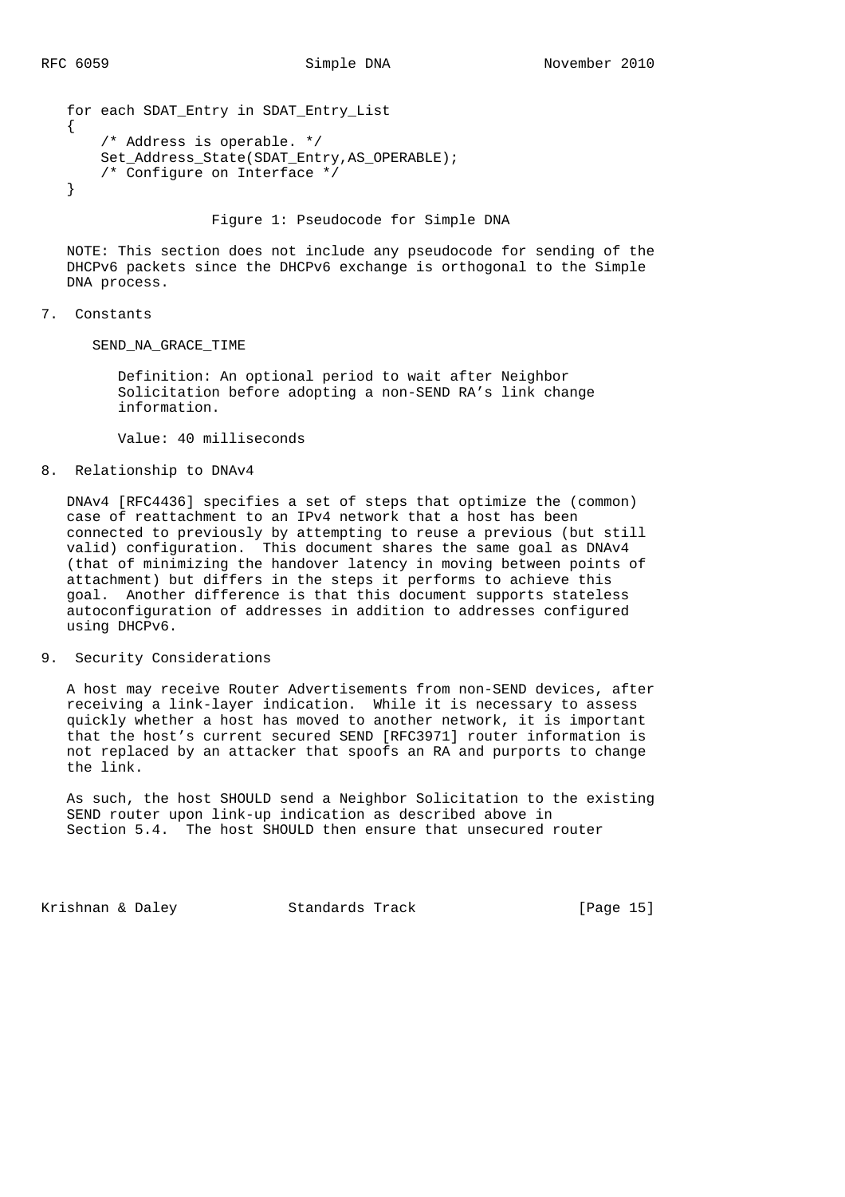```
for each SDAT_Entry in SDAT_Entry_List
{
    /* Address is operable. */
    Set_Address_State(SDAT_Entry,AS_OPERABLE);
    /* Configure on Interface */
}
```

Figure 1: Pseudocode for Simple DNA

NOTE: This section does not include any pseudocode for sending of the DHCPv6 packets since the DHCPv6 exchange is orthogonal to the Simple DNA process.

## 7. Constants

SEND_NA_GRACE_TIME

Definition: An optional period to wait after Neighbor Solicitation before adopting a non-SEND RA's link change information.

Value: 40 milliseconds

## 8. Relationship to DNAv4

DNAv4 [RFC4436] specifies a set of steps that optimize the (common) case of reattachment to an IPv4 network that a host has been connected to previously by attempting to reuse a previous (but still valid) configuration. This document shares the same goal as DNAv4 (that of minimizing the handover latency in moving between points of attachment) but differs in the steps it performs to achieve this goal. Another difference is that this document supports stateless autoconfiguration of addresses in addition to addresses configured using DHCPv6.

## 9. Security Considerations

A host may receive Router Advertisements from non-SEND devices, after receiving a link-layer indication. While it is necessary to assess quickly whether a host has moved to another network, it is important that the host's current secured SEND [RFC3971] router information is not replaced by an attacker that spoofs an RA and purports to change the link.

As such, the host SHOULD send a Neighbor Solicitation to the existing SEND router upon link-up indication as described above in Section 5.4. The host SHOULD then ensure that unsecured router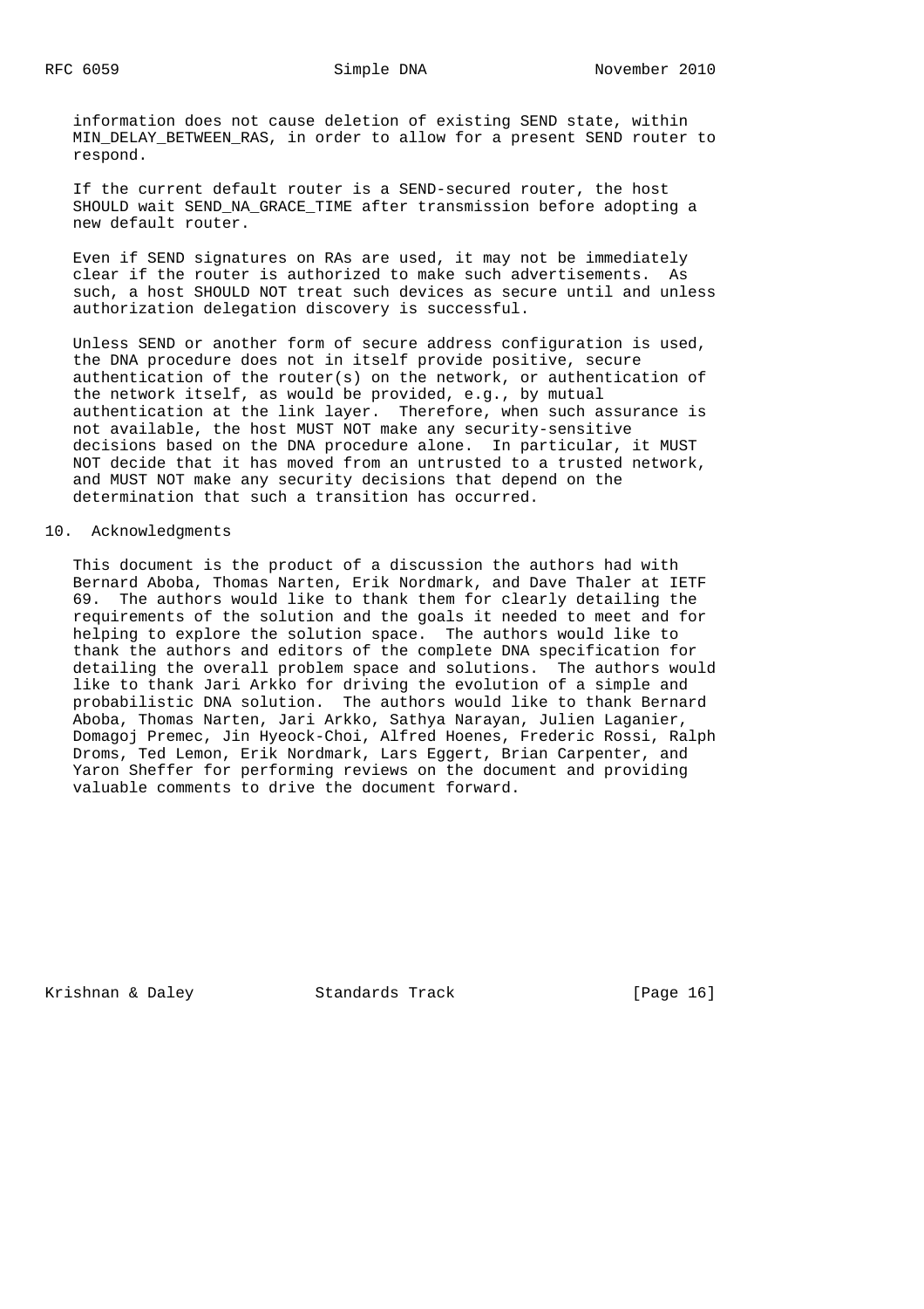information does not cause deletion of existing SEND state, within MIN_DELAY_BETWEEN_RAS, in order to allow for a present SEND router to respond.

If the current default router is a SEND-secured router, the host SHOULD wait SEND_NA_GRACE_TIME after transmission before adopting a new default router.

Even if SEND signatures on RAs are used, it may not be immediately clear if the router is authorized to make such advertisements. As such, a host SHOULD NOT treat such devices as secure until and unless authorization delegation discovery is successful.

Unless SEND or another form of secure address configuration is used, the DNA procedure does not in itself provide positive, secure authentication of the router(s) on the network, or authentication of the network itself, as would be provided, e.g., by mutual authentication at the link layer. Therefore, when such assurance is not available, the host MUST NOT make any security-sensitive decisions based on the DNA procedure alone. In particular, it MUST NOT decide that it has moved from an untrusted to a trusted network, and MUST NOT make any security decisions that depend on the determination that such a transition has occurred.

## 10. Acknowledgments

This document is the product of a discussion the authors had with Bernard Aboba, Thomas Narten, Erik Nordmark, and Dave Thaler at IETF 69. The authors would like to thank them for clearly detailing the requirements of the solution and the goals it needed to meet and for helping to explore the solution space. The authors would like to thank the authors and editors of the complete DNA specification for detailing the overall problem space and solutions. The authors would like to thank Jari Arkko for driving the evolution of a simple and probabilistic DNA solution. The authors would like to thank Bernard Aboba, Thomas Narten, Jari Arkko, Sathya Narayan, Julien Laganier, Domagoj Premec, Jin Hyeock-Choi, Alfred Hoenes, Frederic Rossi, Ralph Droms, Ted Lemon, Erik Nordmark, Lars Eggert, Brian Carpenter, and Yaron Sheffer for performing reviews on the document and providing valuable comments to drive the document forward.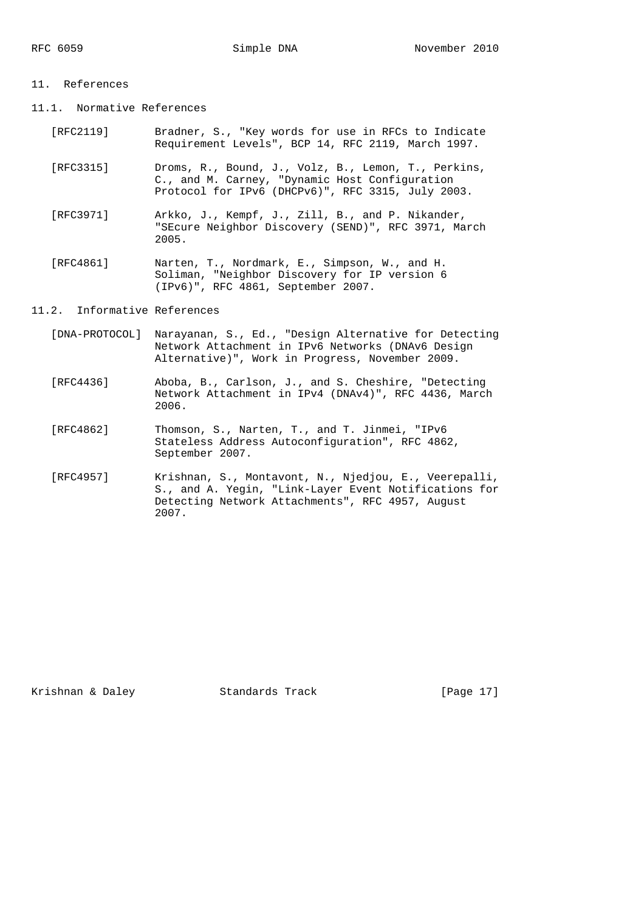## 11. References

### 11.1. Normative References

[RFC2119] Bradner, S., "Key words for use in RFCs to Indicate Requirement Levels", BCP 14, RFC 2119, March 1997.

[RFC3315] Droms, R., Bound, J., Volz, B., Lemon, T., Perkins, C., and M. Carney, "Dynamic Host Configuration Protocol for IPv6 (DHCPv6)", RFC 3315, July 2003.

[RFC3971] Arkko, J., Kempf, J., Zill, B., and P. Nikander, "SEcure Neighbor Discovery (SEND)", RFC 3971, March 2005.

[RFC4861] Narten, T., Nordmark, E., Simpson, W., and H. Soliman, "Neighbor Discovery for IP version 6 (IPv6)", RFC 4861, September 2007.

### 11.2. Informative References

[DNA-PROTOCOL] Narayanan, S., Ed., "Design Alternative for Detecting Network Attachment in IPv6 Networks (DNAv6 Design Alternative)", Work in Progress, November 2009.

[RFC4436] Aboba, B., Carlson, J., and S. Cheshire, "Detecting Network Attachment in IPv4 (DNAv4)", RFC 4436, March 2006.

[RFC4862] Thomson, S., Narten, T., and T. Jinmei, "IPv6 Stateless Address Autoconfiguration", RFC 4862, September 2007.

[RFC4957] Krishnan, S., Montavont, N., Njedjou, E., Veerepalli, S., and A. Yegin, "Link-Layer Event Notifications for Detecting Network Attachments", RFC 4957, August 2007.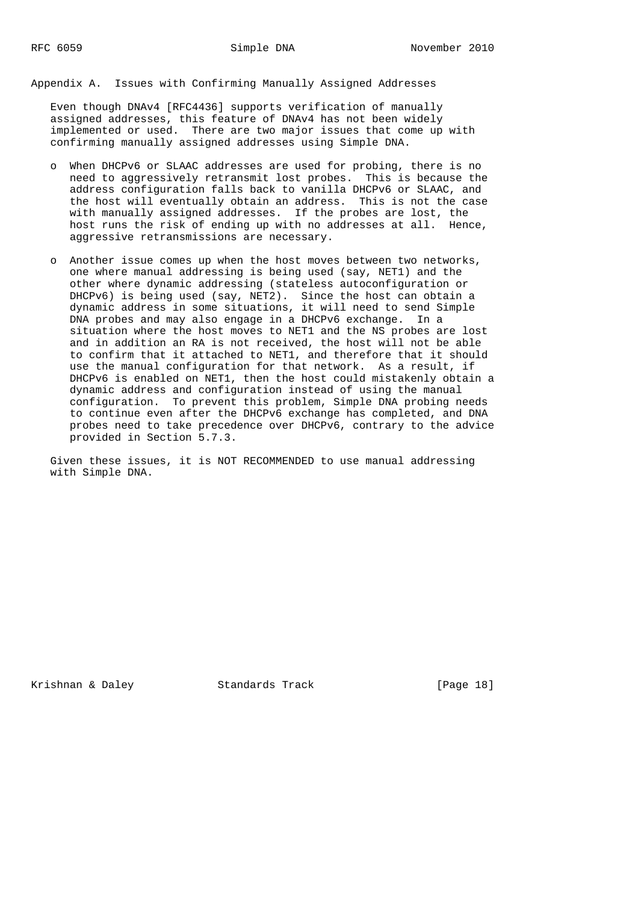## Appendix A. Issues with Confirming Manually Assigned Addresses

Even though DNAv4 [RFC4436] supports verification of manually assigned addresses, this feature of DNAv4 has not been widely implemented or used. There are two major issues that come up with confirming manually assigned addresses using Simple DNA.

- When DHCPv6 or SLAAC addresses are used for probing, there is no need to aggressively retransmit lost probes. This is because the address configuration falls back to vanilla DHCPv6 or SLAAC, and the host will eventually obtain an address. This is not the case with manually assigned addresses. If the probes are lost, the host runs the risk of ending up with no addresses at all. Hence, aggressive retransmissions are necessary.

- Another issue comes up when the host moves between two networks, one where manual addressing is being used (say, NET1) and the other where dynamic addressing (stateless autoconfiguration or DHCPv6) is being used (say, NET2). Since the host can obtain a dynamic address in some situations, it will need to send Simple DNA probes and may also engage in a DHCPv6 exchange. In a situation where the host moves to NET1 and the NS probes are lost and in addition an RA is not received, the host will not be able to confirm that it attached to NET1, and therefore that it should use the manual configuration for that network. As a result, if DHCPv6 is enabled on NET1, then the host could mistakenly obtain a dynamic address and configuration instead of using the manual configuration. To prevent this problem, Simple DNA probing needs to continue even after the DHCPv6 exchange has completed, and DNA probes need to take precedence over DHCPv6, contrary to the advice provided in Section 5.7.3.

Given these issues, it is NOT RECOMMENDED to use manual addressing with Simple DNA.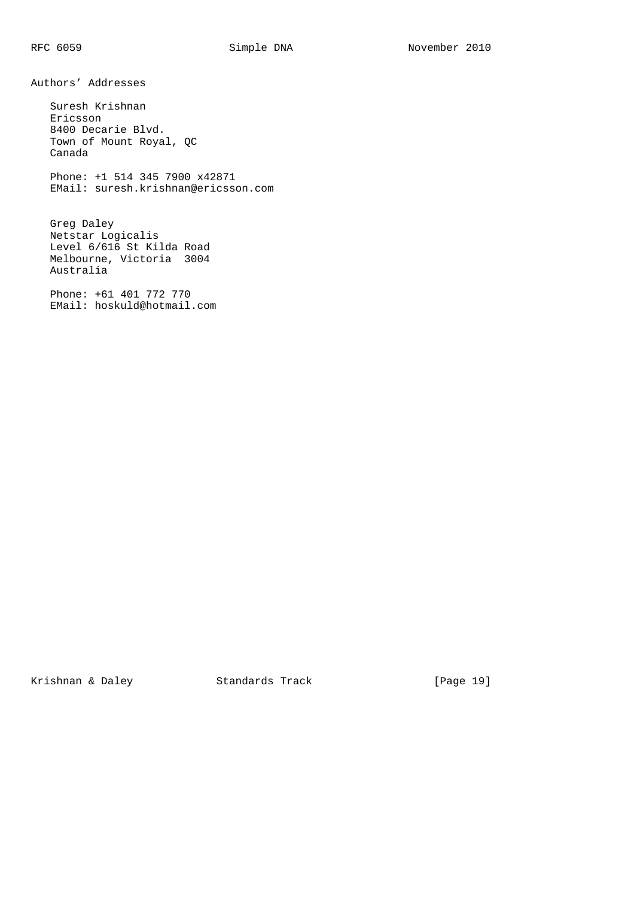# Authors' Addresses

Suresh Krishnan
Ericsson
8400 Decarie Blvd.
Town of Mount Royal, QC
Canada

Phone: +1 514 345 7900 x42871
EMail: suresh.krishnan@ericsson.com

Greg Daley
Netstar Logicalis
Level 6/616 St Kilda Road
Melbourne, Victoria 3004
Australia

Phone: +61 401 772 770
EMail: hoskuld@hotmail.com